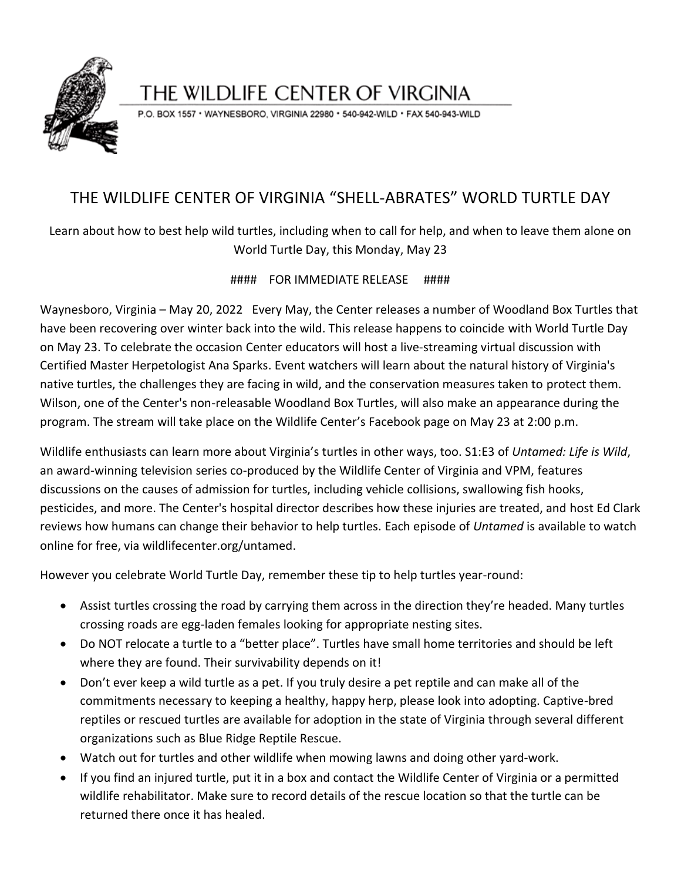# THE WILDLIFE CENTER OF VIRGINIA

P.O. BOX 1557 • WAYNESBORO, VIRGINIA 22980 • 540-942-WILD • FAX 540-943-WILD

## THE WILDLIFE CENTER OF VIRGINIA "SHELL-ABRATES" WORLD TURTLE DAY

Learn about how to best help wild turtles, including when to call for help, and when to leave them alone on World Turtle Day, this Monday, May 23

#### FOR IMMEDIATE RELEASE ####

Waynesboro, Virginia – May 20, 2022 Every May, the Center releases a number of Woodland Box Turtles that have been recovering over winter back into the wild. This release happens to coincide with World Turtle Day on May 23. To celebrate the occasion Center educators will host a live-streaming virtual discussion with Certified Master Herpetologist Ana Sparks. Event watchers will learn about the natural history of Virginia's native turtles, the challenges they are facing in wild, and the conservation measures taken to protect them. Wilson, one of the Center's non-releasable Woodland Box Turtles, will also make an appearance during the program. The stream will take place on the Wildlife Center's Facebook page on May 23 at 2:00 p.m.

Wildlife enthusiasts can learn more about Virginia's turtles in other ways, too. S1:E3 of *Untamed: Life is Wild*, an award-winning television series co-produced by the Wildlife Center of Virginia and VPM, features discussions on the causes of admission for turtles, including vehicle collisions, swallowing fish hooks, pesticides, and more. The Center's hospital director describes how these injuries are treated, and host Ed Clark reviews how humans can change their behavior to help turtles. Each episode of *Untamed* is available to watch online for free, via wildlifecenter.org/untamed.

However you celebrate World Turtle Day, remember these tip to help turtles year-round:

- Assist turtles crossing the road by carrying them across in the direction they're headed. Many turtles crossing roads are egg-laden females looking for appropriate nesting sites.
- Do NOT relocate a turtle to a "better place". Turtles have small home territories and should be left where they are found. Their survivability depends on it!
- Don't ever keep a wild turtle as a pet. If you truly desire a pet reptile and can make all of the commitments necessary to keeping a healthy, happy herp, please look into adopting. Captive-bred reptiles or rescued turtles are available for adoption in the state of Virginia through several different organizations such as Blue Ridge Reptile Rescue.
- Watch out for turtles and other wildlife when mowing lawns and doing other yard-work.
- If you find an injured turtle, put it in a box and contact the Wildlife Center of Virginia or a permitted wildlife rehabilitator. Make sure to record details of the rescue location so that the turtle can be returned there once it has healed.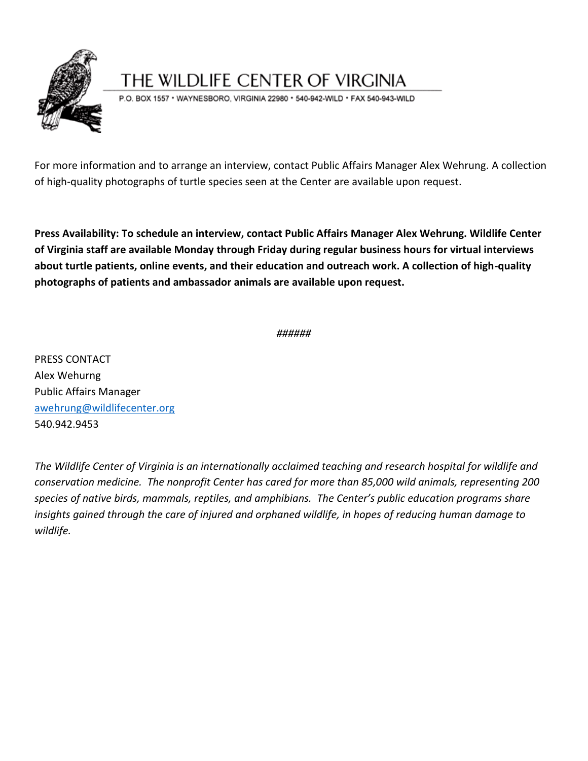# THE WILDLIFE CENTER OF VIRGINIA

P.O. BOX 1557 • WAYNESBORO, VIRGINIA 22980 • 540-942-WILD • FAX 540-943-WILD

For more information and to arrange an interview, contact Public Affairs Manager Alex Wehrung. A collection of high-quality photographs of turtle species seen at the Center are available upon request.

**Press Availability: To schedule an interview, contact Public Affairs Manager Alex Wehrung. Wildlife Center of Virginia staff are available Monday through Friday during regular business hours for virtual interviews about turtle patients, online events, and their education and outreach work. A collection of high-quality photographs of patients and ambassador animals are available upon request.**

*######*

PRESS CONTACT
Alex Wehurng
Public Affairs Manager
awehrung@wildlifecenter.org
540.942.9453

*The Wildlife Center of Virginia is an internationally acclaimed teaching and research hospital for wildlife and conservation medicine. The nonprofit Center has cared for more than 85,000 wild animals, representing 200 species of native birds, mammals, reptiles, and amphibians. The Center's public education programs share insights gained through the care of injured and orphaned wildlife, in hopes of reducing human damage to wildlife.*